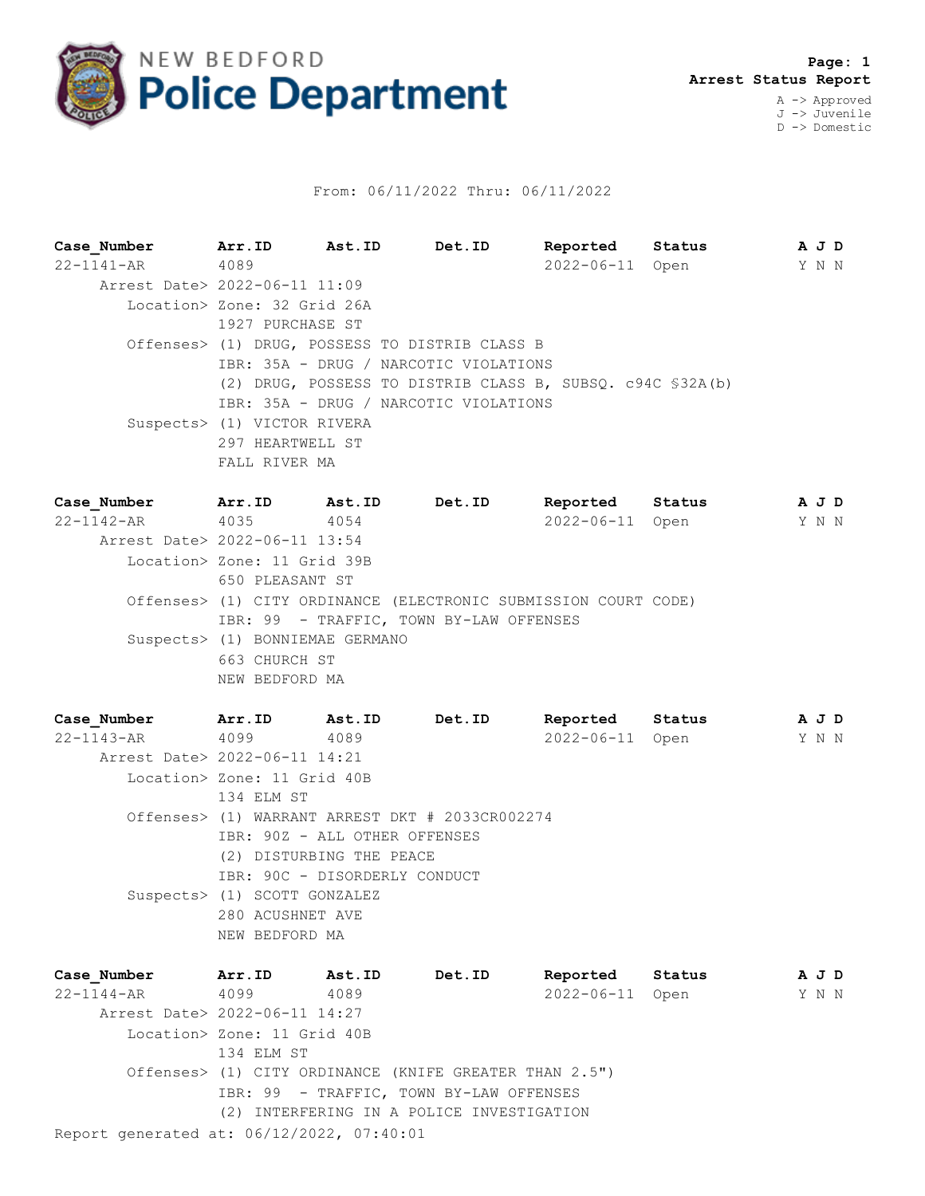# NEW BEDFORD Police Department

**Arrest Status Report**

A -> Approved
J -> Juvenile
D -> Domestic

From: 06/11/2022 Thru: 06/11/2022

| Case_Number | Arr.ID | Ast.ID | Det.ID | Reported | Status | A | J | D |
|---|---|---|---|---|---|---|---|---|
| 22-1141-AR | 4089 | | | 2022-06-11 | Open | Y | N | N |

Arrest Date> 2022-06-11 11:09
Location> Zone: 32 Grid 26A
1927 PURCHASE ST
Offenses> (1) DRUG, POSSESS TO DISTRIB CLASS B
IBR: 35A - DRUG / NARCOTIC VIOLATIONS
(2) DRUG, POSSESS TO DISTRIB CLASS B, SUBSQ. c94C §32A(b)
IBR: 35A - DRUG / NARCOTIC VIOLATIONS
Suspects> (1) VICTOR RIVERA
297 HEARTWELL ST
FALL RIVER MA

| Case_Number | Arr.ID | Ast.ID | Det.ID | Reported | Status | A | J | D |
|---|---|---|---|---|---|---|---|---|
| 22-1142-AR | 4035 | 4054 | | 2022-06-11 | Open | Y | N | N |

Arrest Date> 2022-06-11 13:54
Location> Zone: 11 Grid 39B
650 PLEASANT ST
Offenses> (1) CITY ORDINANCE (ELECTRONIC SUBMISSION COURT CODE)
IBR: 99 - TRAFFIC, TOWN BY-LAW OFFENSES
Suspects> (1) BONNIEMAE GERMANO
663 CHURCH ST
NEW BEDFORD MA

| Case_Number | Arr.ID | Ast.ID | Det.ID | Reported | Status | A | J | D |
|---|---|---|---|---|---|---|---|---|
| 22-1143-AR | 4099 | 4089 | | 2022-06-11 | Open | Y | N | N |

Arrest Date> 2022-06-11 14:21
Location> Zone: 11 Grid 40B
134 ELM ST
Offenses> (1) WARRANT ARREST DKT # 2033CR002274
IBR: 90Z - ALL OTHER OFFENSES
(2) DISTURBING THE PEACE
IBR: 90C - DISORDERLY CONDUCT
Suspects> (1) SCOTT GONZALEZ
280 ACUSHNET AVE
NEW BEDFORD MA

| Case_Number | Arr.ID | Ast.ID | Det.ID | Reported | Status | A | J | D |
|---|---|---|---|---|---|---|---|---|
| 22-1144-AR | 4099 | 4089 | | 2022-06-11 | Open | Y | N | N |

Arrest Date> 2022-06-11 14:27
Location> Zone: 11 Grid 40B
134 ELM ST
Offenses> (1) CITY ORDINANCE (KNIFE GREATER THAN 2.5")
IBR: 99 - TRAFFIC, TOWN BY-LAW OFFENSES
(2) INTERFERING IN A POLICE INVESTIGATION

Report generated at: 06/12/2022, 07:40:01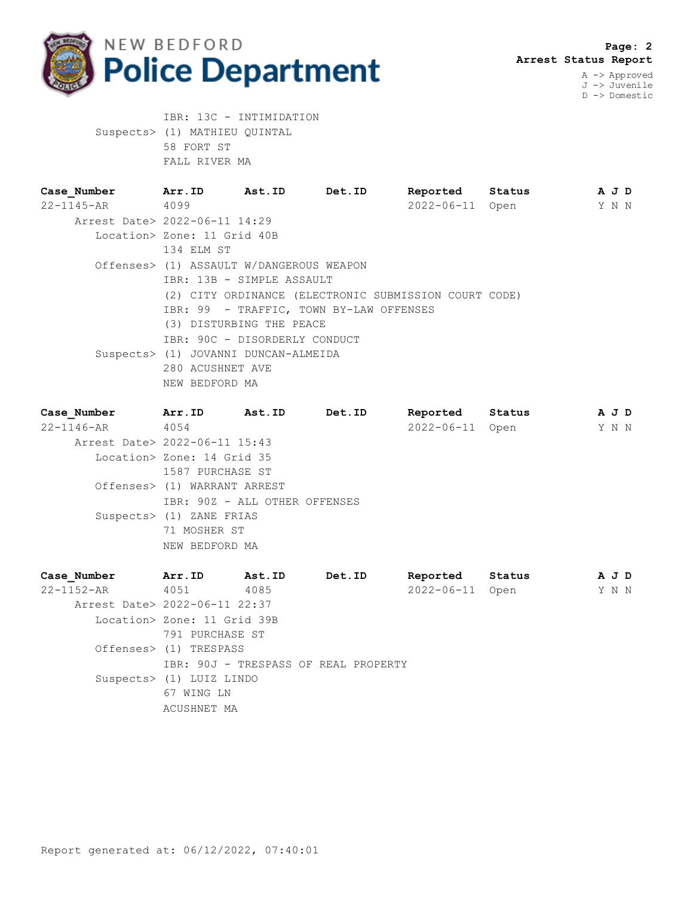**Arrest Status Report**

A -> Approved
J -> Juvenile
D -> Domestic

IBR: 13C - INTIMIDATION
Suspects> (1) MATHIEU QUINTAL
58 FORT ST
FALL RIVER MA

| Case_Number | Arr.ID | Ast.ID | Det.ID | Reported | Status | A | J | D |
|---|---|---|---|---|---|---|---|---|
| 22-1145-AR | 4099 | | | 2022-06-11 | Open | Y | N | N |

Arrest Date> 2022-06-11 14:29
Location> Zone: 11 Grid 40B
134 ELM ST
Offenses> (1) ASSAULT W/DANGEROUS WEAPON
IBR: 13B - SIMPLE ASSAULT
(2) CITY ORDINANCE (ELECTRONIC SUBMISSION COURT CODE)
IBR: 99 - TRAFFIC, TOWN BY-LAW OFFENSES
(3) DISTURBING THE PEACE
IBR: 90C - DISORDERLY CONDUCT
Suspects> (1) JOVANNI DUNCAN-ALMEIDA
280 ACUSHNET AVE
NEW BEDFORD MA

| Case_Number | Arr.ID | Ast.ID | Det.ID | Reported | Status | A | J | D |
|---|---|---|---|---|---|---|---|---|
| 22-1146-AR | 4054 | | | 2022-06-11 | Open | Y | N | N |

Arrest Date> 2022-06-11 15:43
Location> Zone: 14 Grid 35
1587 PURCHASE ST
Offenses> (1) WARRANT ARREST
IBR: 90Z - ALL OTHER OFFENSES
Suspects> (1) ZANE FRIAS
71 MOSHER ST
NEW BEDFORD MA

| Case_Number | Arr.ID | Ast.ID | Det.ID | Reported | Status | A | J | D |
|---|---|---|---|---|---|---|---|---|
| 22-1152-AR | 4051 | 4085 | | 2022-06-11 | Open | Y | N | N |

Arrest Date> 2022-06-11 22:37
Location> Zone: 11 Grid 39B
791 PURCHASE ST
Offenses> (1) TRESPASS
IBR: 90J - TRESPASS OF REAL PROPERTY
Suspects> (1) LUIZ LINDO
67 WING LN
ACUSHNET MA

Report generated at: 06/12/2022, 07:40:01